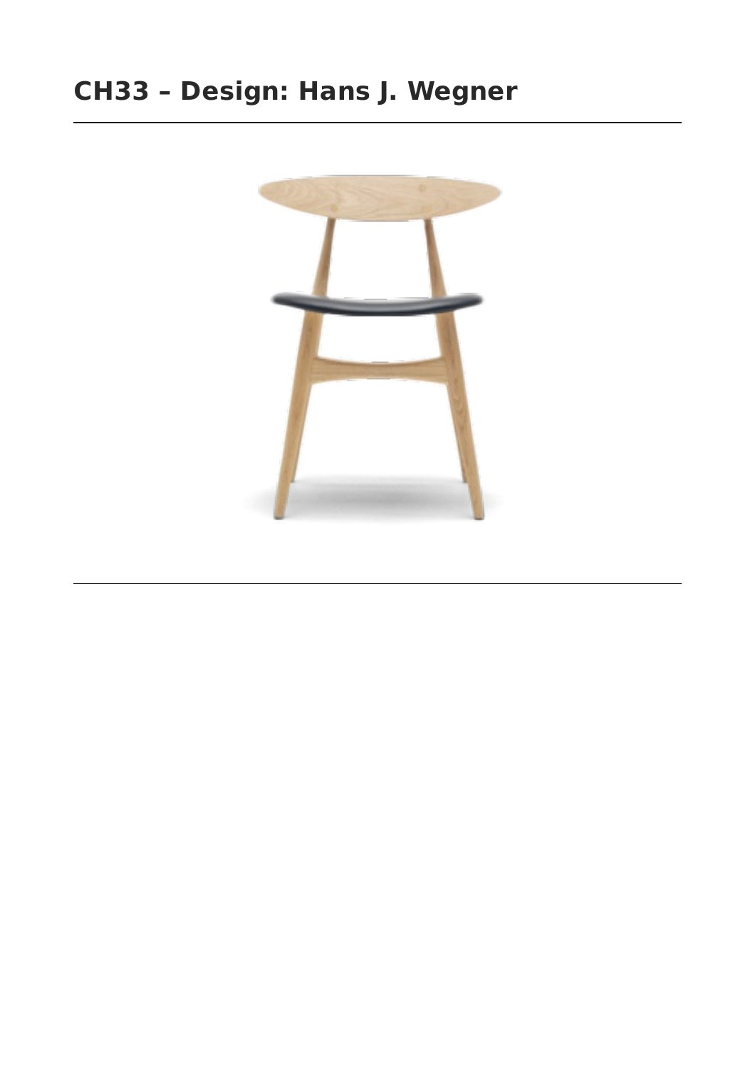# CH33 – Design: Hans J. Wegner

---

---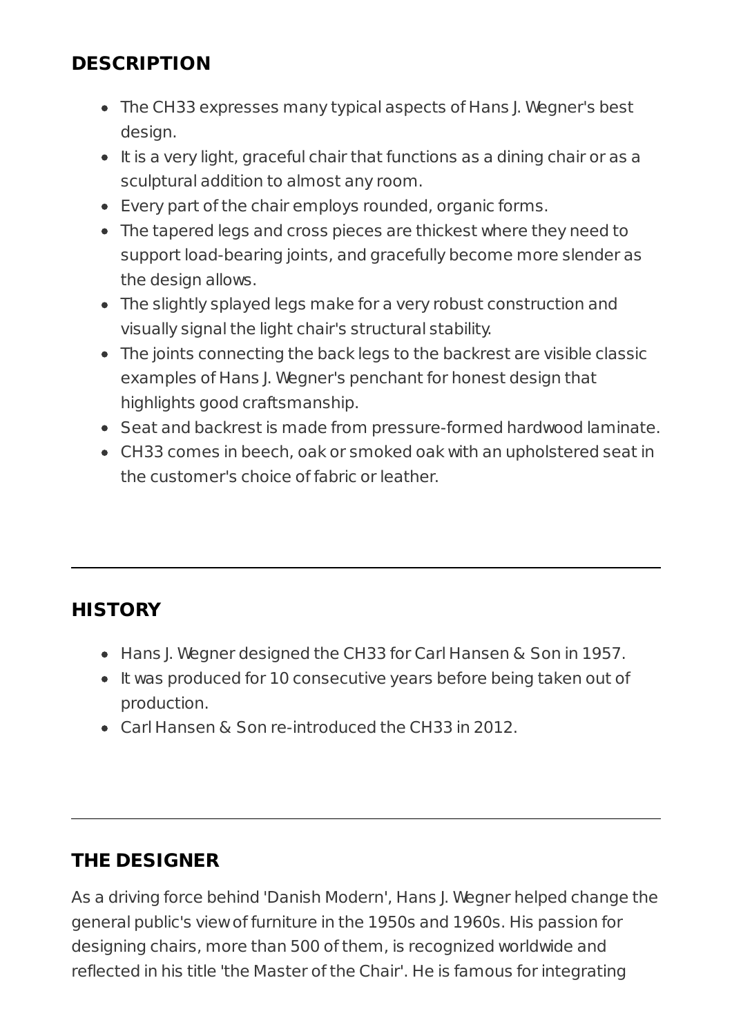## DESCRIPTION

- The CH33 expresses many typical aspects of Hans J. Wegner's best design.
- It is a very light, graceful chair that functions as a dining chair or as a sculptural addition to almost any room.
- Every part of the chair employs rounded, organic forms.
- The tapered legs and cross pieces are thickest where they need to support load-bearing joints, and gracefully become more slender as the design allows.
- The slightly splayed legs make for a very robust construction and visually signal the light chair's structural stability.
- The joints connecting the back legs to the backrest are visible classic examples of Hans J. Wegner's penchant for honest design that highlights good craftsmanship.
- Seat and backrest is made from pressure-formed hardwood laminate.
- CH33 comes in beech, oak or smoked oak with an upholstered seat in the customer's choice of fabric or leather.

---

## HISTORY

- Hans J. Wegner designed the CH33 for Carl Hansen & Son in 1957.
- It was produced for 10 consecutive years before being taken out of production.
- Carl Hansen & Son re-introduced the CH33 in 2012.

---

## THE DESIGNER

As a driving force behind 'Danish Modern', Hans J. Wegner helped change the general public's view of furniture in the 1950s and 1960s. His passion for designing chairs, more than 500 of them, is recognized worldwide and reflected in his title 'the Master of the Chair'. He is famous for integrating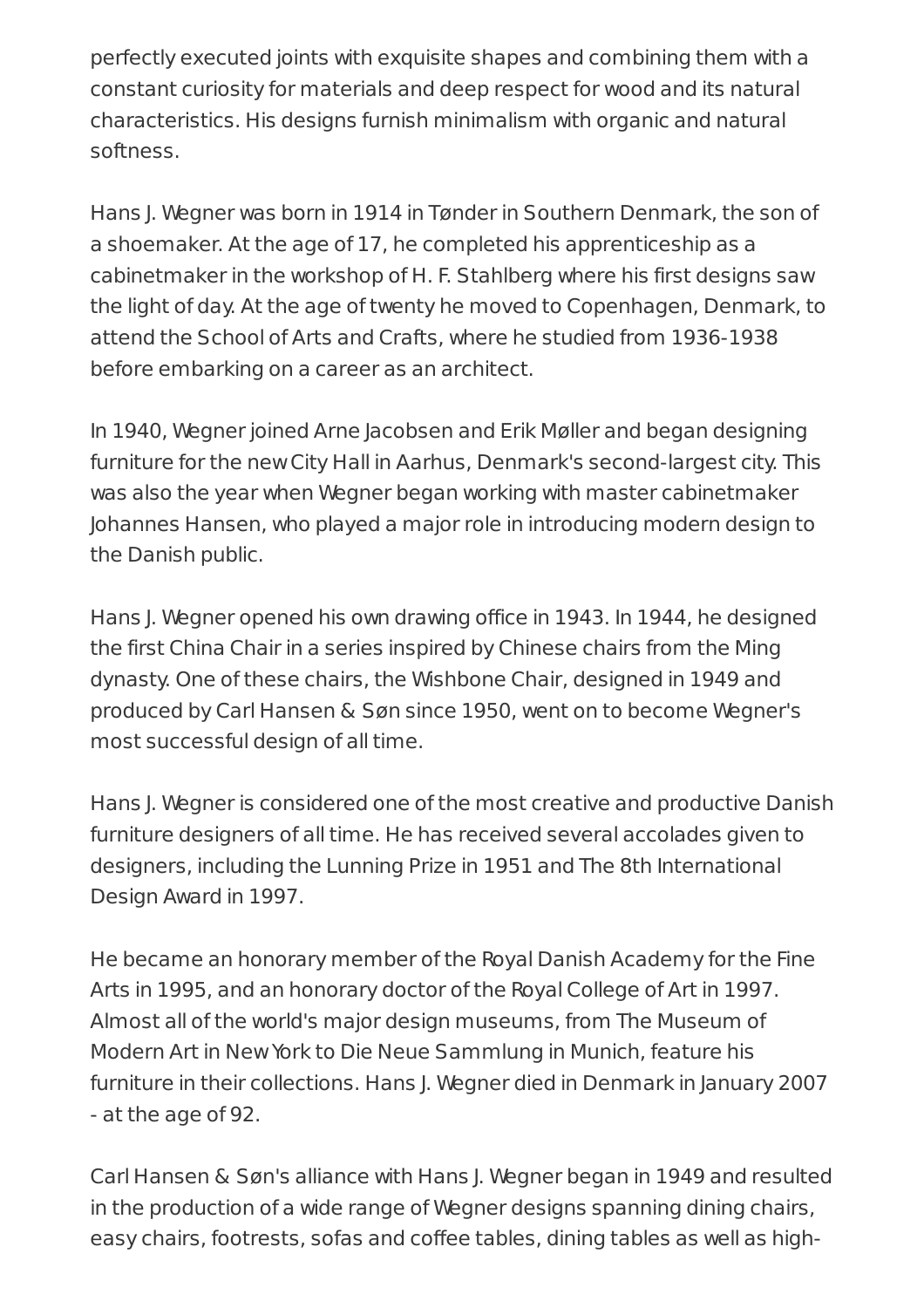perfectly executed joints with exquisite shapes and combining them with a constant curiosity for materials and deep respect for wood and its natural characteristics. His designs furnish minimalism with organic and natural softness.

Hans J. Wegner was born in 1914 in Tønder in Southern Denmark, the son of a shoemaker. At the age of 17, he completed his apprenticeship as a cabinetmaker in the workshop of H. F. Stahlberg where his first designs saw the light of day. At the age of twenty he moved to Copenhagen, Denmark, to attend the School of Arts and Crafts, where he studied from 1936-1938 before embarking on a career as an architect.

In 1940, Wegner joined Arne Jacobsen and Erik Møller and began designing furniture for the new City Hall in Aarhus, Denmark's second-largest city. This was also the year when Wegner began working with master cabinetmaker Johannes Hansen, who played a major role in introducing modern design to the Danish public.

Hans J. Wegner opened his own drawing office in 1943. In 1944, he designed the first China Chair in a series inspired by Chinese chairs from the Ming dynasty. One of these chairs, the Wishbone Chair, designed in 1949 and produced by Carl Hansen & Søn since 1950, went on to become Wegner's most successful design of all time.

Hans J. Wegner is considered one of the most creative and productive Danish furniture designers of all time. He has received several accolades given to designers, including the Lunning Prize in 1951 and The 8th International Design Award in 1997.

He became an honorary member of the Royal Danish Academy for the Fine Arts in 1995, and an honorary doctor of the Royal College of Art in 1997. Almost all of the world's major design museums, from The Museum of Modern Art in New York to Die Neue Sammlung in Munich, feature his furniture in their collections. Hans J. Wegner died in Denmark in January 2007 - at the age of 92.

Carl Hansen & Søn's alliance with Hans J. Wegner began in 1949 and resulted in the production of a wide range of Wegner designs spanning dining chairs, easy chairs, footrests, sofas and coffee tables, dining tables as well as high-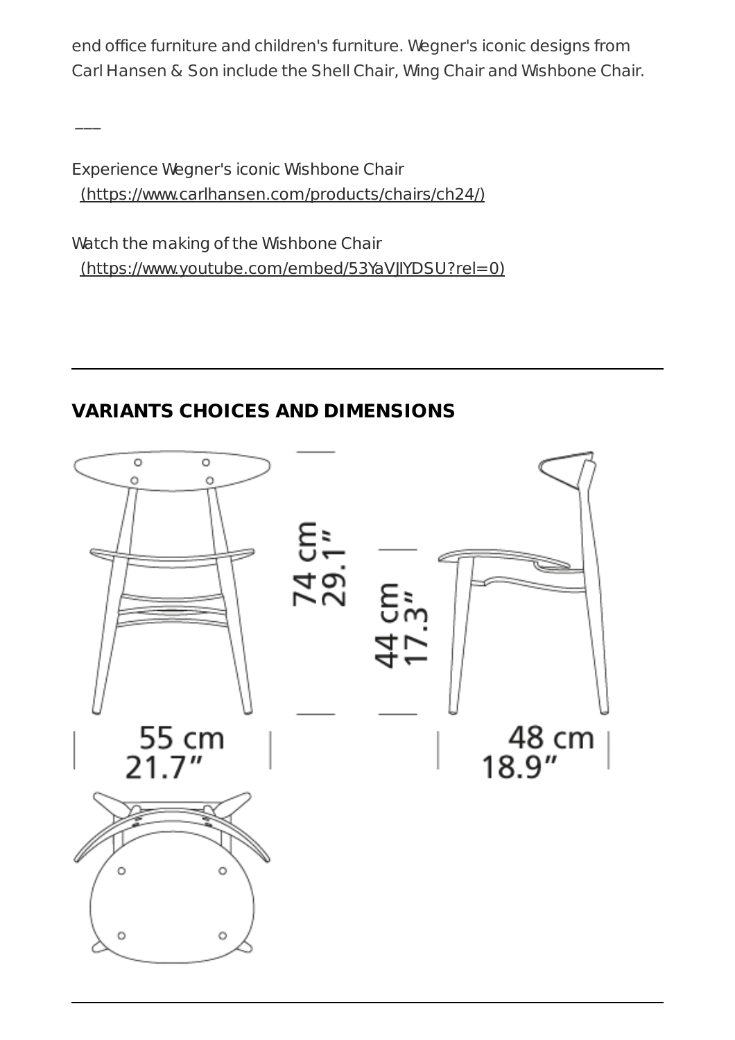end office furniture and children's furniture. Wegner's iconic designs from Carl Hansen & Son include the Shell Chair, Wing Chair and Wishbone Chair.

---

Experience Wegner's iconic Wishbone Chair
(https://www.carlhansen.com/products/chairs/ch24/)

Watch the making of the Wishbone Chair
(https://www.youtube.com/embed/53YaVJIYDSU?rel=0)

---

## VARIANTS CHOICES AND DIMENSIONS

74 cm
29.1″

44 cm
17.3″

55 cm
21.7″

48 cm
18.9″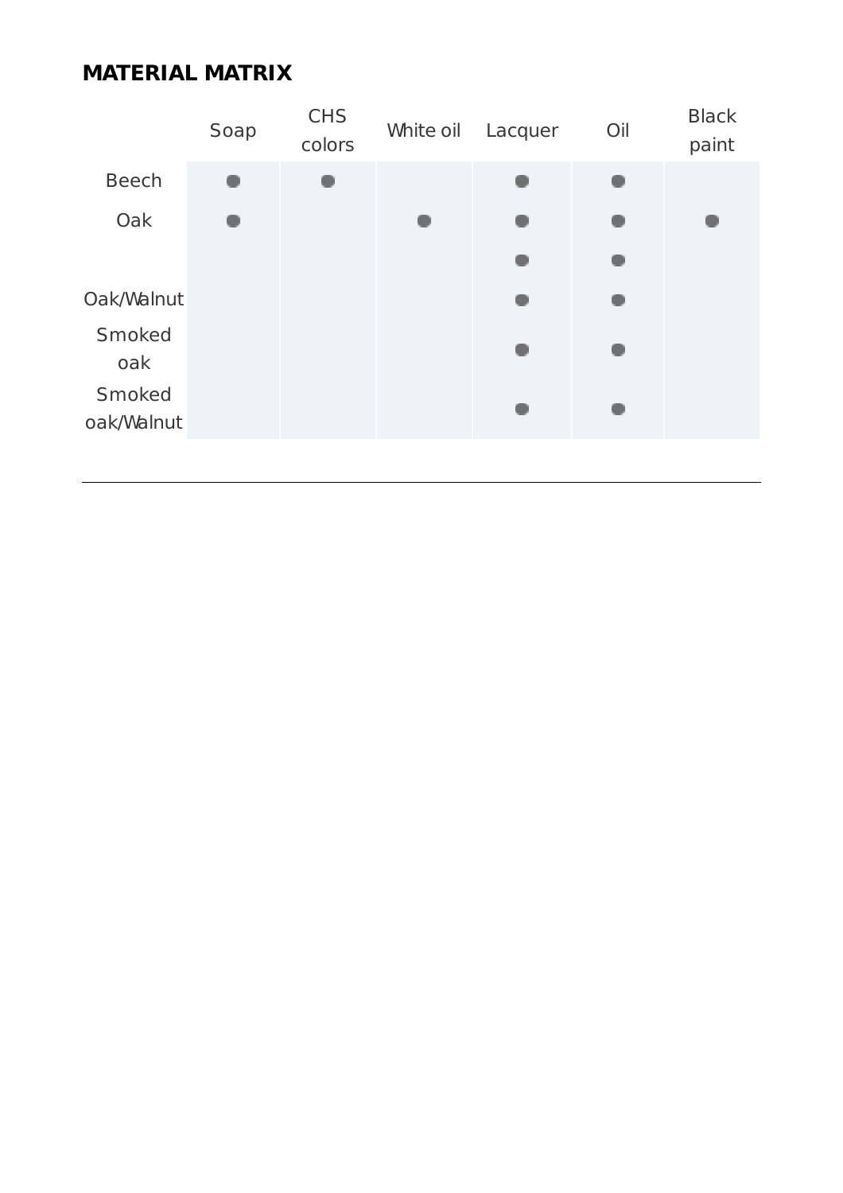## MATERIAL MATRIX

| | Soap | CHS colors | White oil | Lacquer | Oil | Black paint |
|---|---|---|---|---|---|---|
| Beech | ● | ● | | ● | ● | |
| Oak | ● | | ● | ● | ● | ● |
| | | | | ● | ● | |
| Oak/Walnut | | | | ● | ● | |
| Smoked oak | | | | ● | ● | |
| Smoked oak/Walnut | | | | ● | ● | |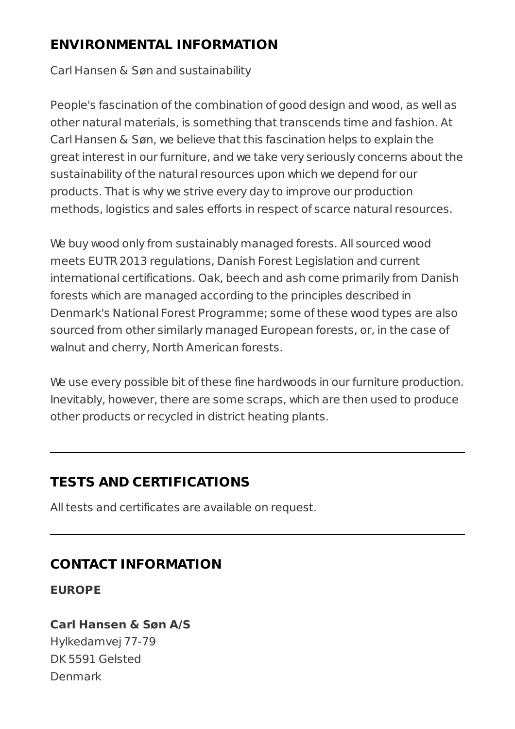## ENVIRONMENTAL INFORMATION

Carl Hansen & Søn and sustainability

People's fascination of the combination of good design and wood, as well as other natural materials, is something that transcends time and fashion. At Carl Hansen & Søn, we believe that this fascination helps to explain the great interest in our furniture, and we take very seriously concerns about the sustainability of the natural resources upon which we depend for our products. That is why we strive every day to improve our production methods, logistics and sales efforts in respect of scarce natural resources.

We buy wood only from sustainably managed forests. All sourced wood meets EUTR 2013 regulations, Danish Forest Legislation and current international certifications. Oak, beech and ash come primarily from Danish forests which are managed according to the principles described in Denmark's National Forest Programme; some of these wood types are also sourced from other similarly managed European forests, or, in the case of walnut and cherry, North American forests.

We use every possible bit of these fine hardwoods in our furniture production. Inevitably, however, there are some scraps, which are then used to produce other products or recycled in district heating plants.

---

## TESTS AND CERTIFICATIONS

All tests and certificates are available on request.

---

## CONTACT INFORMATION

**EUROPE**

**Carl Hansen & Søn A/S**
Hylkedamvej 77-79
DK 5591 Gelsted
Denmark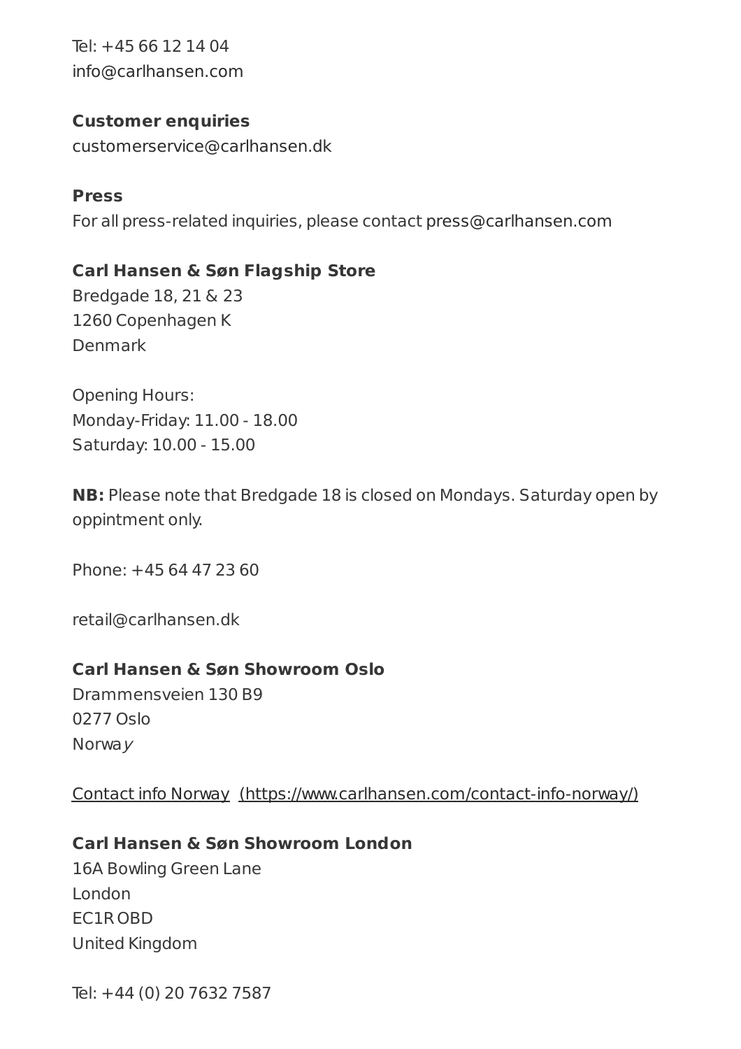Tel: +45 66 12 14 04
info@carlhansen.com

**Customer enquiries**
customerservice@carlhansen.dk

**Press**
For all press-related inquiries, please contact press@carlhansen.com

**Carl Hansen & Søn Flagship Store**
Bredgade 18, 21 & 23
1260 Copenhagen K
Denmark

Opening Hours:
Monday-Friday: 11.00 - 18.00
Saturday: 10.00 - 15.00

**NB:** Please note that Bredgade 18 is closed on Mondays. Saturday open by oppintment only.

Phone: +45 64 47 23 60

retail@carlhansen.dk

**Carl Hansen & Søn Showroom Oslo**
Drammensveien 130 B9
0277 Oslo
Norway

Contact info Norway (https://www.carlhansen.com/contact-info-norway/)

**Carl Hansen & Søn Showroom London**
16A Bowling Green Lane
London
EC1R OBD
United Kingdom

Tel: +44 (0) 20 7632 7587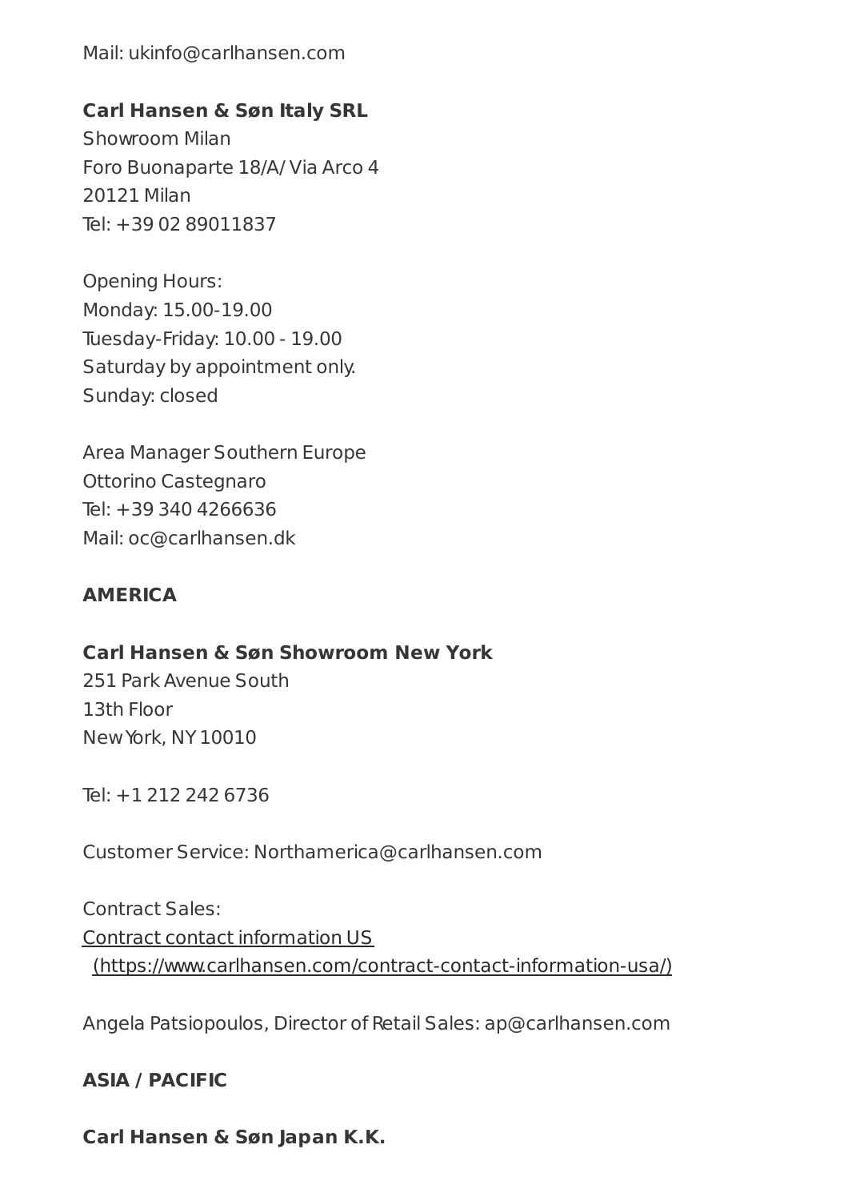Mail: ukinfo@carlhansen.com

**Carl Hansen & Søn Italy SRL**
Showroom Milan
Foro Buonaparte 18/A/ Via Arco 4
20121 Milan
Tel: +39 02 89011837

Opening Hours:
Monday: 15.00-19.00
Tuesday-Friday: 10.00 - 19.00
Saturday by appointment only.
Sunday: closed

Area Manager Southern Europe
Ottorino Castegnaro
Tel: +39 340 4266636
Mail: oc@carlhansen.dk

**AMERICA**

**Carl Hansen & Søn Showroom New York**
251 Park Avenue South
13th Floor
New York, NY 10010

Tel: +1 212 242 6736

Customer Service: Northamerica@carlhansen.com

Contract Sales:
[Contract contact information US (https://www.carlhansen.com/contract-contact-information-usa/)](https://www.carlhansen.com/contract-contact-information-usa/)

Angela Patsiopoulos, Director of Retail Sales: ap@carlhansen.com

**ASIA / PACIFIC**

**Carl Hansen & Søn Japan K.K.**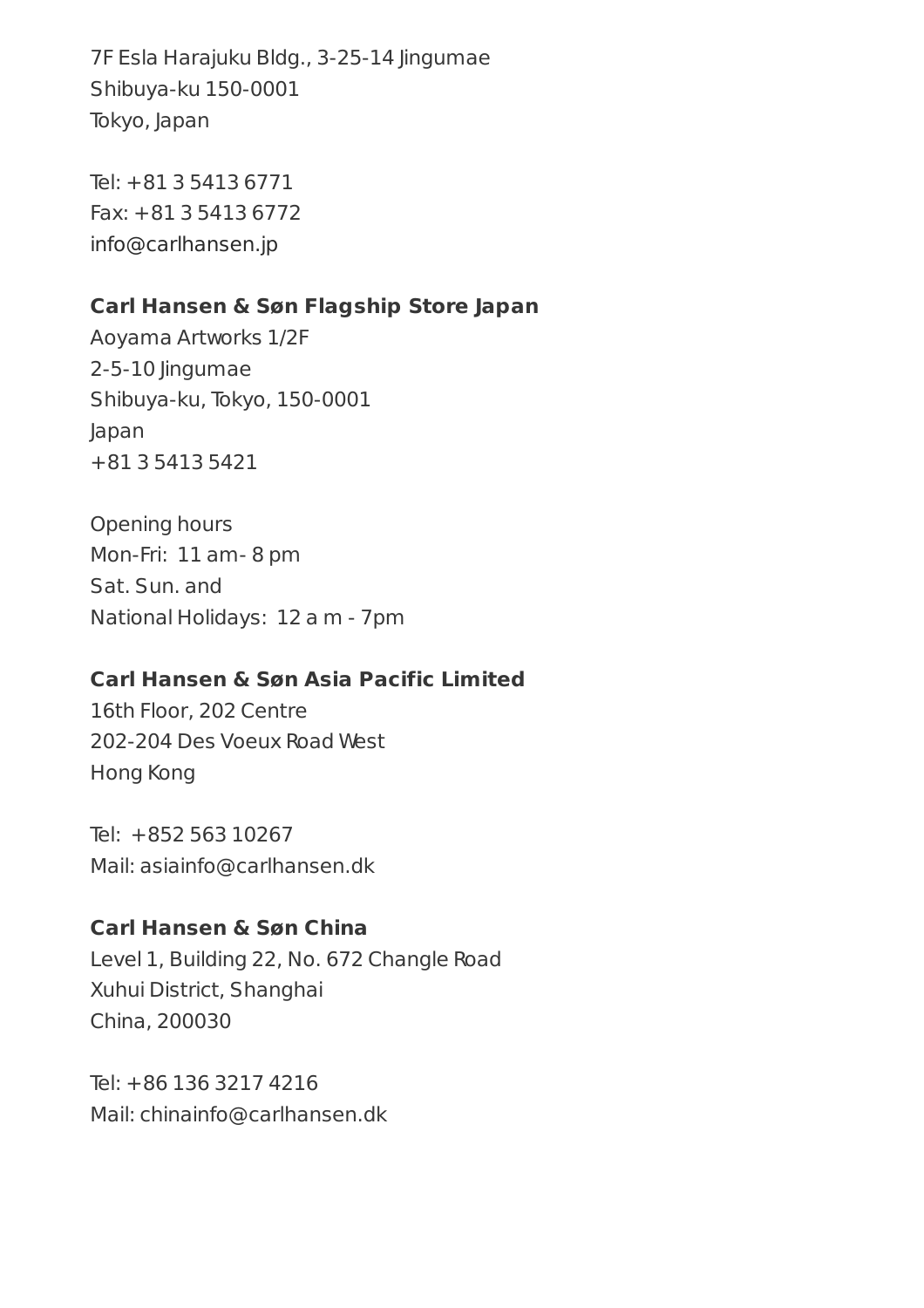7F Esla Harajuku Bldg., 3-25-14 Jingumae
Shibuya-ku 150-0001
Tokyo, Japan

Tel: +81 3 5413 6771
Fax: +81 3 5413 6772
info@carlhansen.jp

**Carl Hansen & Søn Flagship Store Japan**
Aoyama Artworks 1/2F
2-5-10 Jingumae
Shibuya-ku, Tokyo, 150-0001
Japan
+81 3 5413 5421

Opening hours
Mon-Fri: 11 am- 8 pm
Sat. Sun. and
National Holidays: 12 a m - 7pm

**Carl Hansen & Søn Asia Pacific Limited**
16th Floor, 202 Centre
202-204 Des Voeux Road West
Hong Kong

Tel: +852 563 10267
Mail: asiainfo@carlhansen.dk

**Carl Hansen & Søn China**
Level 1, Building 22, No. 672 Changle Road
Xuhui District, Shanghai
China, 200030

Tel: +86 136 3217 4216
Mail: chinainfo@carlhansen.dk